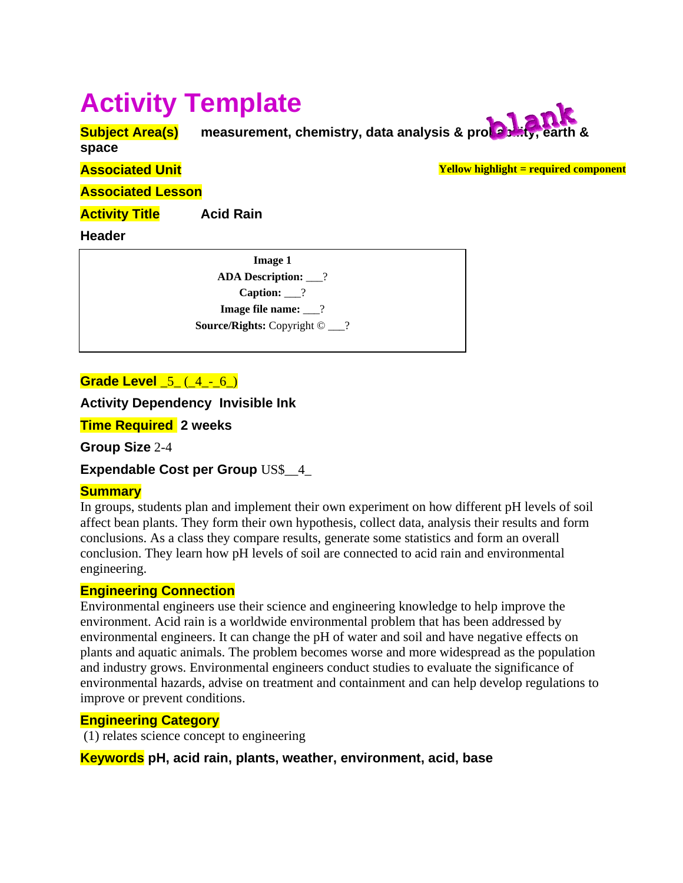# Activity Template

**Subject Area(s)** measurement, chemistry, data analysis & probability, earth & space

**Associated Unit**

Yellow highlight = required component

**Associated Lesson**

**Activity Title** Acid Rain

**Header**

**Image 1**
**ADA Description:** ___?
**Caption:** ___?
**Image file name:** ___?
**Source/Rights:** Copyright © ___?

**Grade Level** _5_ (_4_-_6_)

**Activity Dependency** Invisible Ink

**Time Required** 2 weeks

**Group Size** 2-4

**Expendable Cost per Group** US$__4_

**Summary**
In groups, students plan and implement their own experiment on how different pH levels of soil affect bean plants. They form their own hypothesis, collect data, analysis their results and form conclusions. As a class they compare results, generate some statistics and form an overall conclusion. They learn how pH levels of soil are connected to acid rain and environmental engineering.

**Engineering Connection**
Environmental engineers use their science and engineering knowledge to help improve the environment. Acid rain is a worldwide environmental problem that has been addressed by environmental engineers. It can change the pH of water and soil and have negative effects on plants and aquatic animals. The problem becomes worse and more widespread as the population and industry grows. Environmental engineers conduct studies to evaluate the significance of environmental hazards, advise on treatment and containment and can help develop regulations to improve or prevent conditions.

**Engineering Category**
(1) relates science concept to engineering

**Keywords** pH, acid rain, plants, weather, environment, acid, base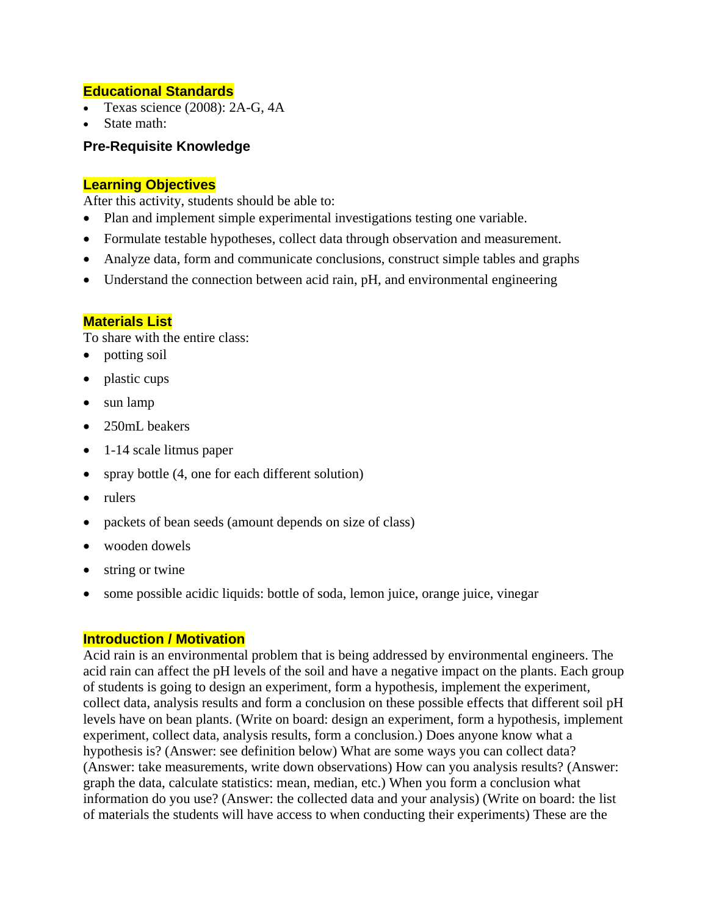## Educational Standards

- Texas science (2008): 2A-G, 4A
- State math:

## Pre-Requisite Knowledge

## Learning Objectives

After this activity, students should be able to:

- Plan and implement simple experimental investigations testing one variable.
- Formulate testable hypotheses, collect data through observation and measurement.
- Analyze data, form and communicate conclusions, construct simple tables and graphs
- Understand the connection between acid rain, pH, and environmental engineering

## Materials List

To share with the entire class:

- potting soil
- plastic cups
- sun lamp
- 250mL beakers
- 1-14 scale litmus paper
- spray bottle (4, one for each different solution)
- rulers
- packets of bean seeds (amount depends on size of class)
- wooden dowels
- string or twine
- some possible acidic liquids: bottle of soda, lemon juice, orange juice, vinegar

## Introduction / Motivation

Acid rain is an environmental problem that is being addressed by environmental engineers. The acid rain can affect the pH levels of the soil and have a negative impact on the plants. Each group of students is going to design an experiment, form a hypothesis, implement the experiment, collect data, analysis results and form a conclusion on these possible effects that different soil pH levels have on bean plants. (Write on board: design an experiment, form a hypothesis, implement experiment, collect data, analysis results, form a conclusion.) Does anyone know what a hypothesis is? (Answer: see definition below) What are some ways you can collect data? (Answer: take measurements, write down observations) How can you analysis results? (Answer: graph the data, calculate statistics: mean, median, etc.) When you form a conclusion what information do you use? (Answer: the collected data and your analysis) (Write on board: the list of materials the students will have access to when conducting their experiments) These are the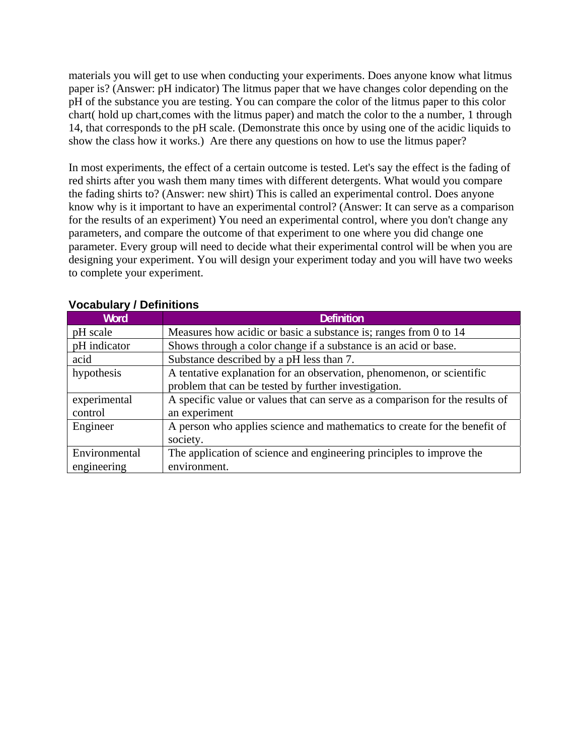materials you will get to use when conducting your experiments. Does anyone know what litmus paper is? (Answer: pH indicator) The litmus paper that we have changes color depending on the pH of the substance you are testing. You can compare the color of the litmus paper to this color chart( hold up chart,comes with the litmus paper) and match the color to the a number, 1 through 14, that corresponds to the pH scale. (Demonstrate this once by using one of the acidic liquids to show the class how it works.) Are there any questions on how to use the litmus paper?

In most experiments, the effect of a certain outcome is tested. Let's say the effect is the fading of red shirts after you wash them many times with different detergents. What would you compare the fading shirts to? (Answer: new shirt) This is called an experimental control. Does anyone know why is it important to have an experimental control? (Answer: It can serve as a comparison for the results of an experiment) You need an experimental control, where you don't change any parameters, and compare the outcome of that experiment to one where you did change one parameter. Every group will need to decide what their experimental control will be when you are designing your experiment. You will design your experiment today and you will have two weeks to complete your experiment.

**Vocabulary / Definitions**

| Word | Definition |
|---|---|
| pH scale | Measures how acidic or basic a substance is; ranges from 0 to 14 |
| pH indicator | Shows through a color change if a substance is an acid or base. |
| acid | Substance described by a pH less than 7. |
| hypothesis | A tentative explanation for an observation, phenomenon, or scientific problem that can be tested by further investigation. |
| experimental control | A specific value or values that can serve as a comparison for the results of an experiment |
| Engineer | A person who applies science and mathematics to create for the benefit of society. |
| Environmental engineering | The application of science and engineering principles to improve the environment. |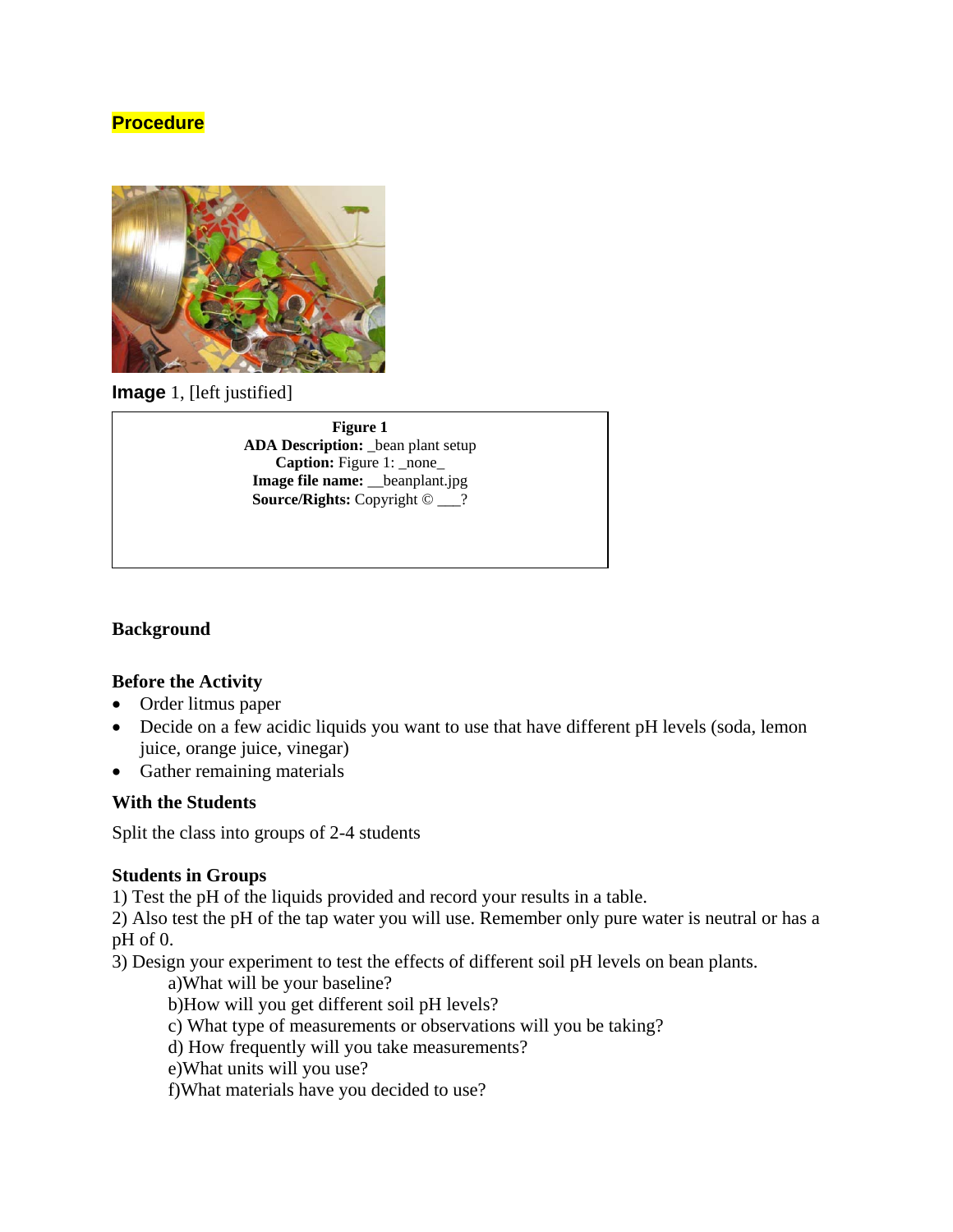## Procedure

**Image** 1, [left justified]

| **Figure 1** |
| --- |
| **ADA Description:** _bean plant setup |
| **Caption:** Figure 1: _none_ |
| **Image file name:** __beanplant.jpg |
| **Source/Rights:** Copyright © ___? |

### Background

### Before the Activity

- Order litmus paper
- Decide on a few acidic liquids you want to use that have different pH levels (soda, lemon juice, orange juice, vinegar)
- Gather remaining materials

### With the Students

Split the class into groups of 2-4 students

### Students in Groups

1) Test the pH of the liquids provided and record your results in a table.
2) Also test the pH of the tap water you will use. Remember only pure water is neutral or has a pH of 0.
3) Design your experiment to test the effects of different soil pH levels on bean plants.
   a)What will be your baseline?
   b)How will you get different soil pH levels?
   c) What type of measurements or observations will you be taking?
   d) How frequently will you take measurements?
   e)What units will you use?
   f)What materials have you decided to use?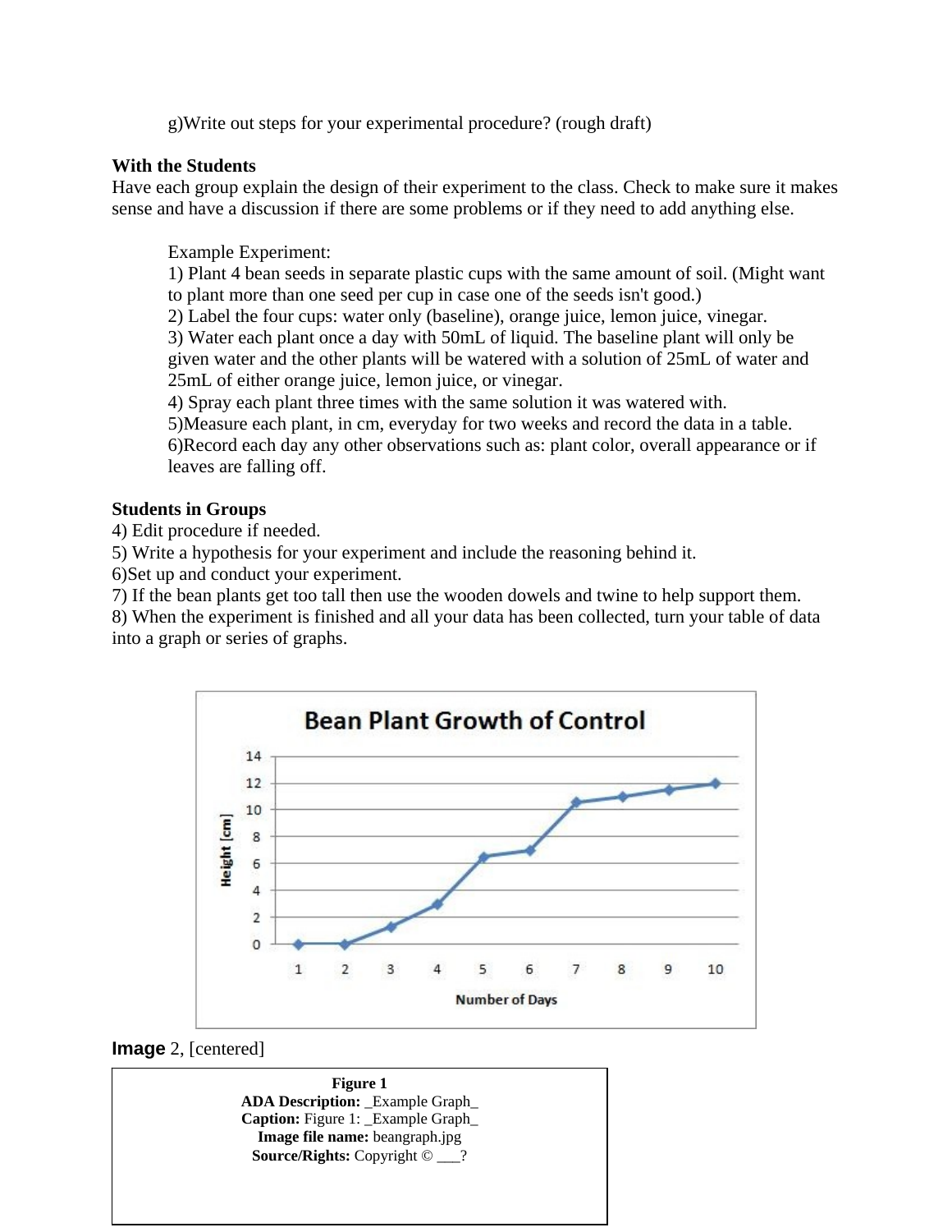g)Write out steps for your experimental procedure? (rough draft)

**With the Students**
Have each group explain the design of their experiment to the class. Check to make sure it makes sense and have a discussion if there are some problems or if they need to add anything else.

Example Experiment:
1) Plant 4 bean seeds in separate plastic cups with the same amount of soil. (Might want to plant more than one seed per cup in case one of the seeds isn't good.)
2) Label the four cups: water only (baseline), orange juice, lemon juice, vinegar.
3) Water each plant once a day with 50mL of liquid. The baseline plant will only be given water and the other plants will be watered with a solution of 25mL of water and 25mL of either orange juice, lemon juice, or vinegar.
4) Spray each plant three times with the same solution it was watered with.
5)Measure each plant, in cm, everyday for two weeks and record the data in a table.
6)Record each day any other observations such as: plant color, overall appearance or if leaves are falling off.

**Students in Groups**
4) Edit procedure if needed.
5) Write a hypothesis for your experiment and include the reasoning behind it.
6)Set up and conduct your experiment.
7) If the bean plants get too tall then use the wooden dowels and twine to help support them.
8) When the experiment is finished and all your data has been collected, turn your table of data into a graph or series of graphs.

**Image** 2, [centered]

**Figure 1**
**ADA Description:** _Example Graph_
**Caption:** Figure 1: _Example Graph_
**Image file name:** beangraph.jpg
**Source/Rights:** Copyright © ___?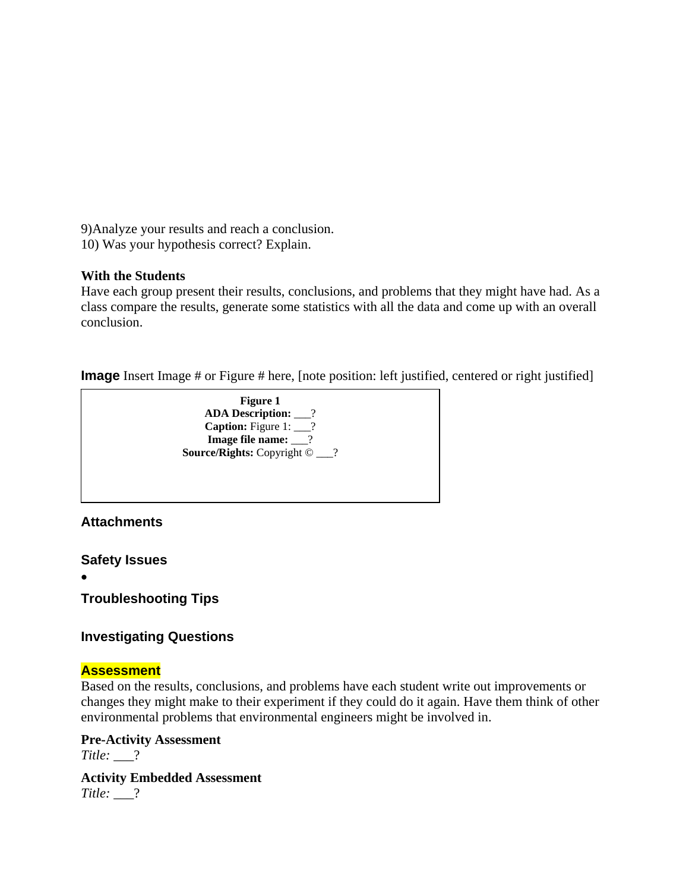9)Analyze your results and reach a conclusion.
10) Was your hypothesis correct? Explain.

**With the Students**
Have each group present their results, conclusions, and problems that they might have had. As a class compare the results, generate some statistics with all the data and come up with an overall conclusion.

**Image** Insert Image # or Figure # here, [note position: left justified, centered or right justified]

**Figure 1**
**ADA Description:** ___?
**Caption:** Figure 1: ___?
**Image file name:** ___?
**Source/Rights:** Copyright © ___?

## Attachments

## Safety Issues

- 

## Troubleshooting Tips

## Investigating Questions

## Assessment

Based on the results, conclusions, and problems have each student write out improvements or changes they might make to their experiment if they could do it again. Have them think of other environmental problems that environmental engineers might be involved in.

**Pre-Activity Assessment**
*Title:* ___?

**Activity Embedded Assessment**
*Title:* ___?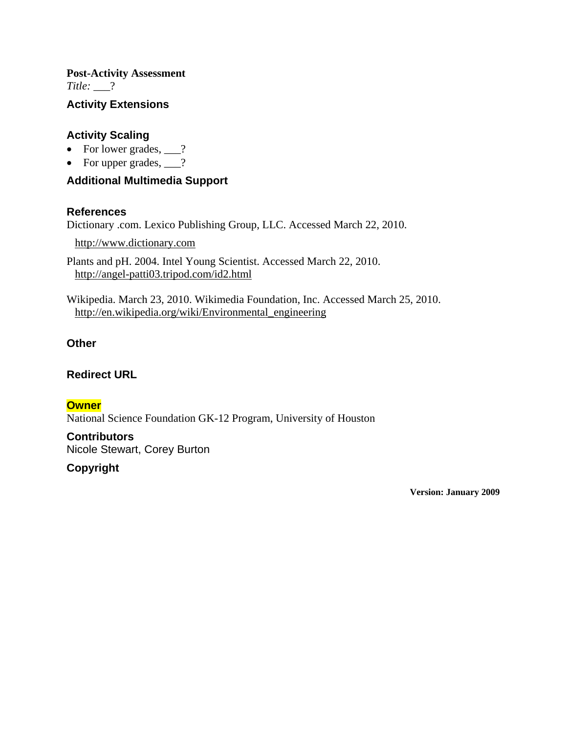**Post-Activity Assessment**
*Title:* ___?

## Activity Extensions

## Activity Scaling

- For lower grades, ___?
- For upper grades, ___?

## Additional Multimedia Support

## References

Dictionary .com. Lexico Publishing Group, LLC. Accessed March 22, 2010.

http://www.dictionary.com

Plants and pH. 2004. Intel Young Scientist. Accessed March 22, 2010.
http://angel-patti03.tripod.com/id2.html

Wikipedia. March 23, 2010. Wikimedia Foundation, Inc. Accessed March 25, 2010.
http://en.wikipedia.org/wiki/Environmental_engineering

## Other

## Redirect URL

## Owner

National Science Foundation GK-12 Program, University of Houston

## Contributors

Nicole Stewart, Corey Burton

## Copyright

**Version: January 2009**